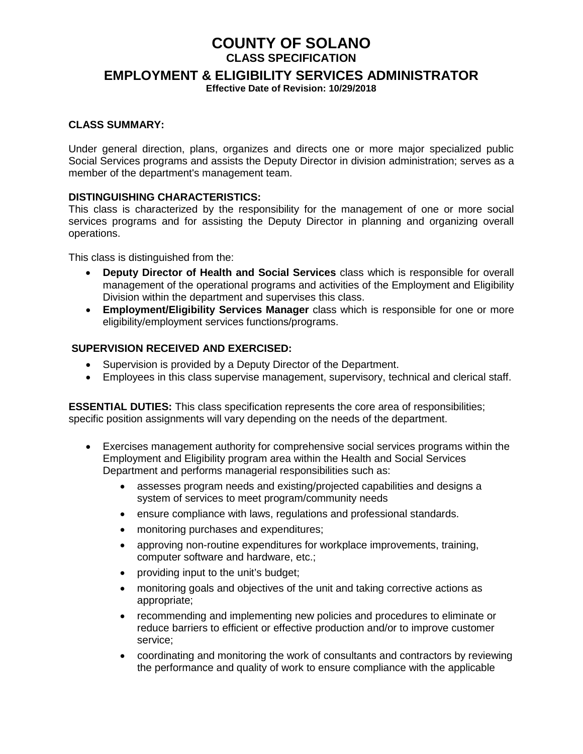# COUNTY OF SOLANO

## CLASS SPECIFICATION

## EMPLOYMENT & ELIGIBILITY SERVICES ADMINISTRATOR

**Effective Date of Revision: 10/29/2018**

**CLASS SUMMARY:**

Under general direction, plans, organizes and directs one or more major specialized public Social Services programs and assists the Deputy Director in division administration; serves as a member of the department's management team.

**DISTINGUISHING CHARACTERISTICS:**

This class is characterized by the responsibility for the management of one or more social services programs and for assisting the Deputy Director in planning and organizing overall operations.

This class is distinguished from the:

- **Deputy Director of Health and Social Services** class which is responsible for overall management of the operational programs and activities of the Employment and Eligibility Division within the department and supervises this class.
- **Employment/Eligibility Services Manager** class which is responsible for one or more eligibility/employment services functions/programs.

**SUPERVISION RECEIVED AND EXERCISED:**

- Supervision is provided by a Deputy Director of the Department.
- Employees in this class supervise management, supervisory, technical and clerical staff.

**ESSENTIAL DUTIES:** This class specification represents the core area of responsibilities; specific position assignments will vary depending on the needs of the department.

- Exercises management authority for comprehensive social services programs within the Employment and Eligibility program area within the Health and Social Services Department and performs managerial responsibilities such as:
  - assesses program needs and existing/projected capabilities and designs a system of services to meet program/community needs
  - ensure compliance with laws, regulations and professional standards.
  - monitoring purchases and expenditures;
  - approving non-routine expenditures for workplace improvements, training, computer software and hardware, etc.;
  - providing input to the unit's budget;
  - monitoring goals and objectives of the unit and taking corrective actions as appropriate;
  - recommending and implementing new policies and procedures to eliminate or reduce barriers to efficient or effective production and/or to improve customer service;
  - coordinating and monitoring the work of consultants and contractors by reviewing the performance and quality of work to ensure compliance with the applicable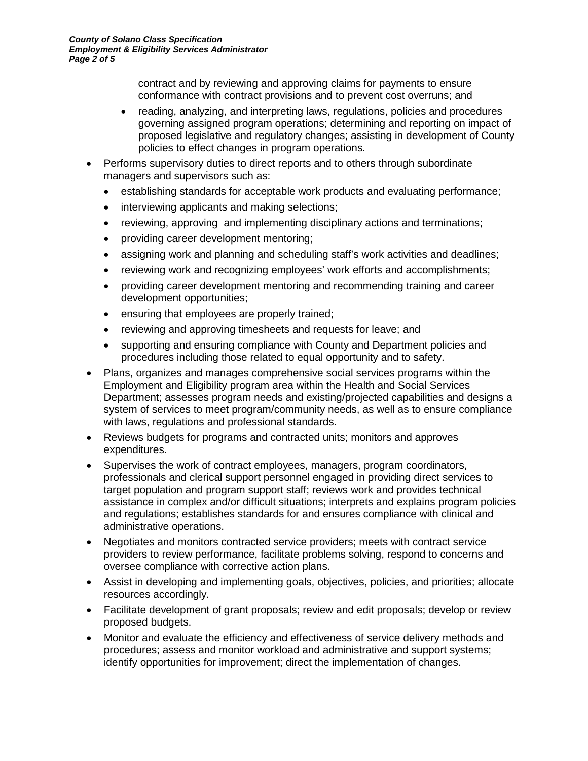contract and by reviewing and approving claims for payments to ensure conformance with contract provisions and to prevent cost overruns; and
    - reading, analyzing, and interpreting laws, regulations, policies and procedures governing assigned program operations; determining and reporting on impact of proposed legislative and regulatory changes; assisting in development of County policies to effect changes in program operations.
- Performs supervisory duties to direct reports and to others through subordinate managers and supervisors such as:
    - establishing standards for acceptable work products and evaluating performance;
    - interviewing applicants and making selections;
    - reviewing, approving and implementing disciplinary actions and terminations;
    - providing career development mentoring;
    - assigning work and planning and scheduling staff's work activities and deadlines;
    - reviewing work and recognizing employees' work efforts and accomplishments;
    - providing career development mentoring and recommending training and career development opportunities;
    - ensuring that employees are properly trained;
    - reviewing and approving timesheets and requests for leave; and
    - supporting and ensuring compliance with County and Department policies and procedures including those related to equal opportunity and to safety.
- Plans, organizes and manages comprehensive social services programs within the Employment and Eligibility program area within the Health and Social Services Department; assesses program needs and existing/projected capabilities and designs a system of services to meet program/community needs, as well as to ensure compliance with laws, regulations and professional standards.
- Reviews budgets for programs and contracted units; monitors and approves expenditures.
- Supervises the work of contract employees, managers, program coordinators, professionals and clerical support personnel engaged in providing direct services to target population and program support staff; reviews work and provides technical assistance in complex and/or difficult situations; interprets and explains program policies and regulations; establishes standards for and ensures compliance with clinical and administrative operations.
- Negotiates and monitors contracted service providers; meets with contract service providers to review performance, facilitate problems solving, respond to concerns and oversee compliance with corrective action plans.
- Assist in developing and implementing goals, objectives, policies, and priorities; allocate resources accordingly.
- Facilitate development of grant proposals; review and edit proposals; develop or review proposed budgets.
- Monitor and evaluate the efficiency and effectiveness of service delivery methods and procedures; assess and monitor workload and administrative and support systems; identify opportunities for improvement; direct the implementation of changes.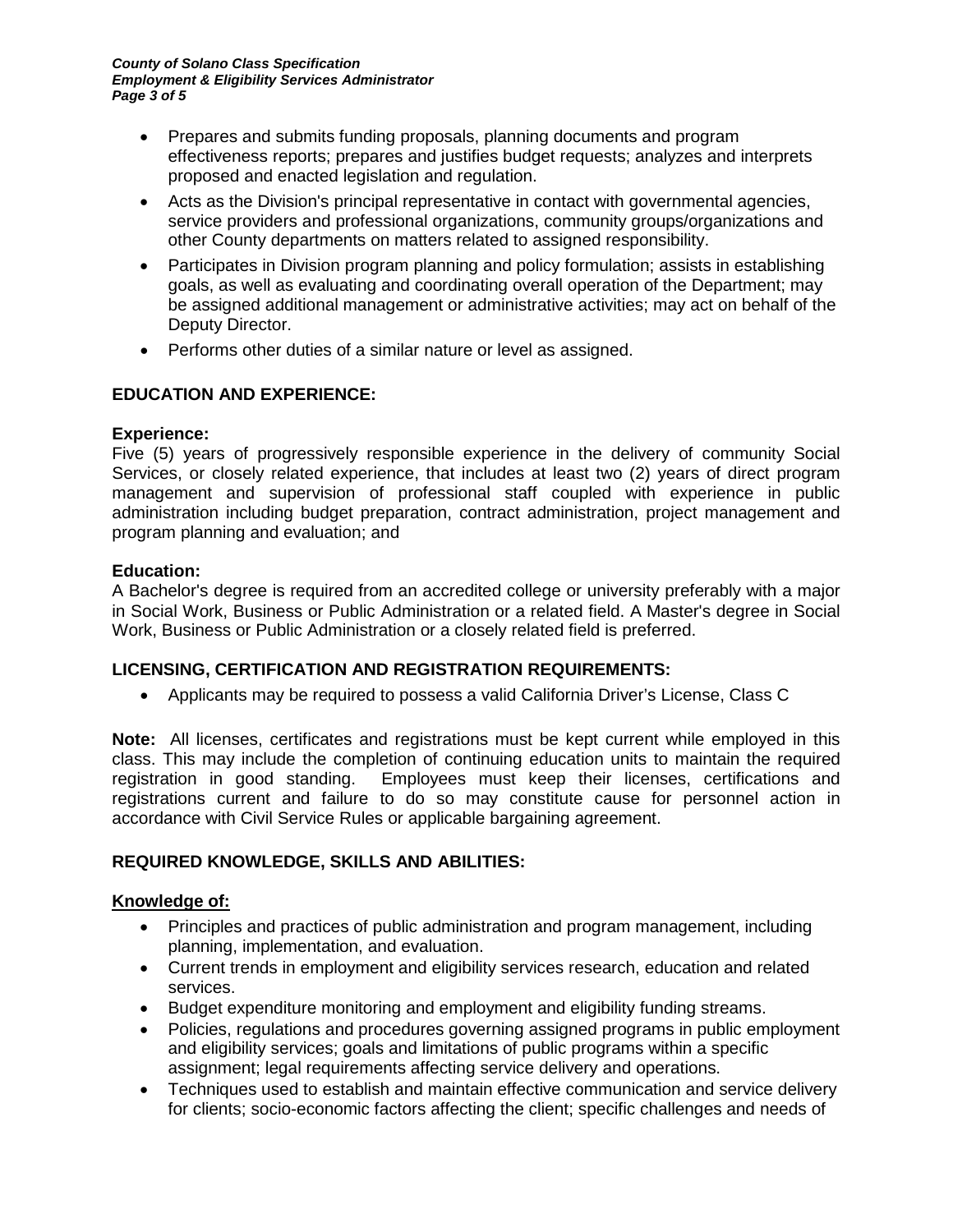- Prepares and submits funding proposals, planning documents and program effectiveness reports; prepares and justifies budget requests; analyzes and interprets proposed and enacted legislation and regulation.
- Acts as the Division's principal representative in contact with governmental agencies, service providers and professional organizations, community groups/organizations and other County departments on matters related to assigned responsibility.
- Participates in Division program planning and policy formulation; assists in establishing goals, as well as evaluating and coordinating overall operation of the Department; may be assigned additional management or administrative activities; may act on behalf of the Deputy Director.
- Performs other duties of a similar nature or level as assigned.

## EDUCATION AND EXPERIENCE:

**Experience:**
Five (5) years of progressively responsible experience in the delivery of community Social Services, or closely related experience, that includes at least two (2) years of direct program management and supervision of professional staff coupled with experience in public administration including budget preparation, contract administration, project management and program planning and evaluation; and

**Education:**
A Bachelor's degree is required from an accredited college or university preferably with a major in Social Work, Business or Public Administration or a related field. A Master's degree in Social Work, Business or Public Administration or a closely related field is preferred.

## LICENSING, CERTIFICATION AND REGISTRATION REQUIREMENTS:

- Applicants may be required to possess a valid California Driver's License, Class C

**Note:** All licenses, certificates and registrations must be kept current while employed in this class. This may include the completion of continuing education units to maintain the required registration in good standing. Employees must keep their licenses, certifications and registrations current and failure to do so may constitute cause for personnel action in accordance with Civil Service Rules or applicable bargaining agreement.

## REQUIRED KNOWLEDGE, SKILLS AND ABILITIES:

**Knowledge of:**

- Principles and practices of public administration and program management, including planning, implementation, and evaluation.
- Current trends in employment and eligibility services research, education and related services.
- Budget expenditure monitoring and employment and eligibility funding streams.
- Policies, regulations and procedures governing assigned programs in public employment and eligibility services; goals and limitations of public programs within a specific assignment; legal requirements affecting service delivery and operations.
- Techniques used to establish and maintain effective communication and service delivery for clients; socio-economic factors affecting the client; specific challenges and needs of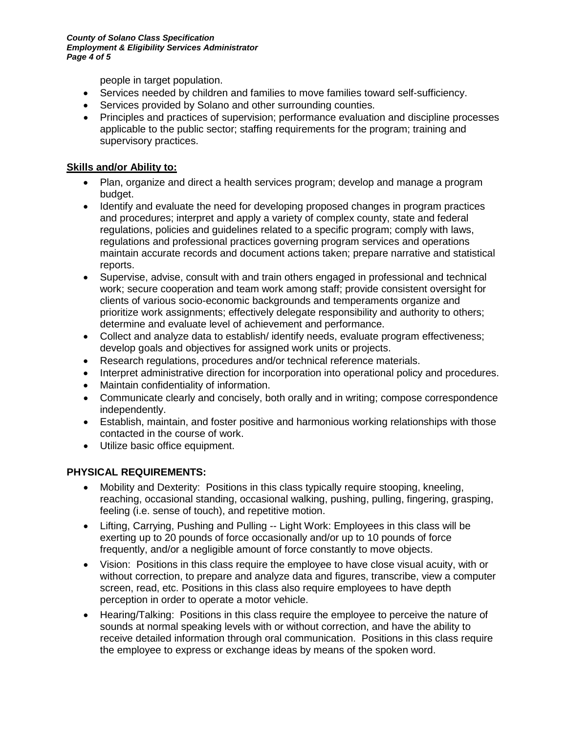people in target population.

- Services needed by children and families to move families toward self-sufficiency.
- Services provided by Solano and other surrounding counties.
- Principles and practices of supervision; performance evaluation and discipline processes applicable to the public sector; staffing requirements for the program; training and supervisory practices.

**Skills and/or Ability to:**

- Plan, organize and direct a health services program; develop and manage a program budget.
- Identify and evaluate the need for developing proposed changes in program practices and procedures; interpret and apply a variety of complex county, state and federal regulations, policies and guidelines related to a specific program; comply with laws, regulations and professional practices governing program services and operations maintain accurate records and document actions taken; prepare narrative and statistical reports.
- Supervise, advise, consult with and train others engaged in professional and technical work; secure cooperation and team work among staff; provide consistent oversight for clients of various socio-economic backgrounds and temperaments organize and prioritize work assignments; effectively delegate responsibility and authority to others; determine and evaluate level of achievement and performance.
- Collect and analyze data to establish/ identify needs, evaluate program effectiveness; develop goals and objectives for assigned work units or projects.
- Research regulations, procedures and/or technical reference materials.
- Interpret administrative direction for incorporation into operational policy and procedures.
- Maintain confidentiality of information.
- Communicate clearly and concisely, both orally and in writing; compose correspondence independently.
- Establish, maintain, and foster positive and harmonious working relationships with those contacted in the course of work.
- Utilize basic office equipment.

**PHYSICAL REQUIREMENTS:**

- Mobility and Dexterity: Positions in this class typically require stooping, kneeling, reaching, occasional standing, occasional walking, pushing, pulling, fingering, grasping, feeling (i.e. sense of touch), and repetitive motion.
- Lifting, Carrying, Pushing and Pulling -- Light Work: Employees in this class will be exerting up to 20 pounds of force occasionally and/or up to 10 pounds of force frequently, and/or a negligible amount of force constantly to move objects.
- Vision: Positions in this class require the employee to have close visual acuity, with or without correction, to prepare and analyze data and figures, transcribe, view a computer screen, read, etc. Positions in this class also require employees to have depth perception in order to operate a motor vehicle.
- Hearing/Talking: Positions in this class require the employee to perceive the nature of sounds at normal speaking levels with or without correction, and have the ability to receive detailed information through oral communication. Positions in this class require the employee to express or exchange ideas by means of the spoken word.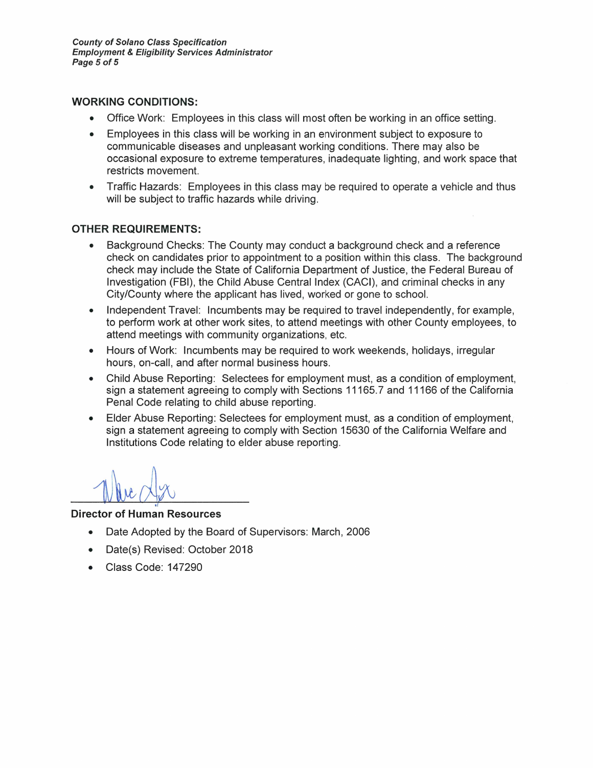## WORKING CONDITIONS:

- Office Work: Employees in this class will most often be working in an office setting.
- Employees in this class will be working in an environment subject to exposure to communicable diseases and unpleasant working conditions. There may also be occasional exposure to extreme temperatures, inadequate lighting, and work space that restricts movement.
- Traffic Hazards: Employees in this class may be required to operate a vehicle and thus will be subject to traffic hazards while driving.

## OTHER REQUIREMENTS:

- Background Checks: The County may conduct a background check and a reference check on candidates prior to appointment to a position within this class. The background check may include the State of California Department of Justice, the Federal Bureau of Investigation (FBI), the Child Abuse Central Index (CACI), and criminal checks in any City/County where the applicant has lived, worked or gone to school.
- Independent Travel: Incumbents may be required to travel independently, for example, to perform work at other work sites, to attend meetings with other County employees, to attend meetings with community organizations, etc.
- Hours of Work: Incumbents may be required to work weekends, holidays, irregular hours, on-call, and after normal business hours.
- Child Abuse Reporting: Selectees for employment must, as a condition of employment, sign a statement agreeing to comply with Sections 11165.7 and 11166 of the California Penal Code relating to child abuse reporting.
- Elder Abuse Reporting: Selectees for employment must, as a condition of employment, sign a statement agreeing to comply with Section 15630 of the California Welfare and Institutions Code relating to elder abuse reporting.

**Director of Human Resources**

- Date Adopted by the Board of Supervisors: March, 2006
- Date(s) Revised: October 2018
- Class Code: 147290